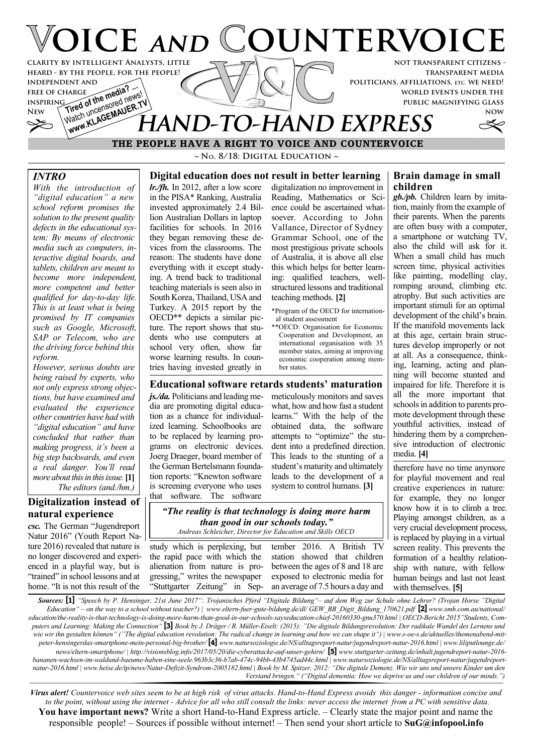# VOICE AND COUNTERVOICE

CLARITY BY INTELLIGENT ANALYSTS, LITTLE HEARD - BY THE PEOPLE, FOR THE PEOPLE! INDEPENDENT AND FREE OF CHARGE INSPIRING NEW

Tired of the media? ... Watch uncensored news! www.KLAGEMAUER.TV

NOT TRANSPARENT CITIZENS - TRANSPARENT MEDIA POLITICIANS, AFFILIATIONS, ETC. WE NEED! WORLD EVENTS UNDER THE PUBLIC MAGNIFYING GLASS NOW

## HAND-TO-HAND EXPRESS

**THE PEOPLE HAVE A RIGHT TO VOICE AND COUNTERVOICE**

~ No. 8/18: Digital Education ~

### INTRO

*With the introduction of "digital education" a new school reform promises the solution to the present quality defects in the educational system: By means of electronic media such as computers, interactive digital boards, and tablets, children are meant to become more independent, more competent and better qualified for day-to-day life. This is at least what is being promised by IT companies such as Google, Microsoft, SAP or Telecom, who are the driving force behind this reform.*

*However, serious doubts are being raised by experts, who not only express strong objections, but have examined and evaluated the experience other countries have had with "digital education" and have concluded that rather than making progress, it's been a big step backwards, and even a real danger. You'll read more about this in this issue.* **[1]**

*The editors (and./hm.)*

### Digitalization instead of natural experience

***csc.*** The German "Jugendreport Natur 2016" (Youth Report Nature 2016) revealed that nature is no longer discovered and experienced in a playful way, but is "trained" in school lessons and at home. "It is not this result of the study which is perplexing, but the rapid pace with which the alienation from nature is progressing," writes the newspaper "Stuttgarter Zeitung" in September 2016. A British TV station showed that children between the ages of 8 and 18 are exposed to electronic media for an average of 7.5 hours a day and therefore have no time anymore for playful movement and real creative experiences in nature: for example, they no longer know how it is to climb a tree. Playing amongst children, as a very crucial development process, is replaced by playing in a virtual screen reality. This prevents the formation of a healthy relationship with nature, with fellow human beings and last not least with themselves. **[5]**

### Digital education does not result in better learning

***lr./fh.*** In 2012, after a low score in the PISA* Ranking, Australia invested approximately 2.4 Billion Australian Dollars in laptop facilities for schools. In 2016 they began removing these devices from the classrooms. The reason: The students have done everything with it except studying. A trend back to traditional teaching materials is seen also in South Korea, Thailand, USA and Turkey. A 2015 report by the OECD** depicts a similar picture. The report shows that students who use computers at school very often, show far worse learning results. In countries having invested greatly in digitalization no improvement in Reading, Mathematics or Science could be ascertained whatsoever. According to John Vallance, Director of Sydney Grammar School, one of the most prestigious private schools of Australia, it is above all else this which helps for better learning: qualified teachers, well-structured lessons and traditional teaching methods. **[2]**

*Program of the OECD for international student assessment

**OECD: Organisation for Economic Cooperation and Development, an international organisation with 35 member states, aiming at improving economic cooperation among member states.

### Educational software retards students' maturation

***js./da.*** Politicians and leading media are promoting digital education as a chance for individualized learning. Schoolbooks are to be replaced by learning programs on electronic devices. Joerg Draeger, board member of the German Bertelsmann foundation reports: "Knewton software is screening everyone who uses that software. The software meticulously monitors and saves what, how and how fast a student learns." With the help of the obtained data, the software attempts to "optimize" the student into a predefined direction. This leads to the stunting of a student's maturity and ultimately leads to the development of a system to control humans. **[3]**

***"The reality is that technology is doing more harm than good in our schools today."***
*Andreas Schleicher, Director for Education and Skills OECD*

### Brain damage in small children

***gb./pb.*** Children learn by imitation, mainly from the example of their parents. When the parents are often busy with a computer, a smartphone or watching TV, also the child will ask for it. When a small child has much screen time, physical activities like painting, modelling clay, romping around, climbing etc. atrophy. But such activities are important stimuli for an optimal development of the child's brain. If the manifold movements lack at this age, certain brain structures develop improperly or not at all. As a consequence, thinking, learning, acting and planning will become stunted and impaired for life. Therefore it is all the more important that schools in addition to parents promote development through these youthful activities, instead of hindering them by a comprehensive introduction of electronic media. **[4]**

***Sources:*** **[1]** *"Speech by P. Hensinger, 21st June 2017": Trojanisches Pferd "Digitale Bildung"– auf dem Weg zur Schule ohne Lehrer? (Trojan Horse "Digital Education" – on the way to a school without teacher?) | www.eltern-fuer-gute-bildung.de/dl/ GEW_BB_Digit_Bildung_170621.pdf* **[2]** *www.smh.com.au/national/education/the-reality-is-that-technology-is-doing-more-harm-than-good-in-our-schools-sayseducation-chief-20160330-gnu370.html | OECD-Bericht 2015"Students, Computers and Learning: Making the Connection"* **[3]** *Book by J. Dräger / R. Müller-Eiselt: (2015): "Die digitale Bildungsrevolution: Der radikale Wandel des Lernens und wie wir ihn gestalten können" ("The digital education revolution: The radical change in learning and how we can shape it") | www.s-oe-s.de/aktuelles/themenabend-mit-peter-hensingerdas-smartphone-mein-personal-big-brother/* **[4]** *www.natursoziologie.de/NS/alltagsreport-natur/jugendreport-natur-2016.html | www.liliputlounge.de/news/eltern-smartphone/ | http://visionsblog.info/2017/05/20/die-cyberattacke-auf-unser-gehirn/* **[5]** *www.stuttgarter-zeitung.de/inhalt.jugendreport-natur-2016-bananen-wachsen-im-waldund-baeume-haben-eine-seele.963b3c36-b7ab-474c-94bb-43b4745ad44c.html | www.natursoziologie.de/NS/alltagsreport-natur/jugendreport-natur-2016.html | www.heise.de/tp/news/Natur-Defizit-Syndrom-2005182.html | Book by M. Spitzer, 2012: "Die digitale Demenz. Wie wir uns und unsere Kinder um den Verstand bringen." ("Digital dementia: How we deprive us and our children of our minds.")*

***Virus alert!*** *Countervoice web sites seem to be at high risk of virus attacks. Hand-to-Hand Express avoids this danger - information concise and to the point, without using the internet - Advice for all who still consult the links: never access the internet from a PC with sensitive data.*

**You have important news?** Write a short Hand-to-Hand Express article. – Clearly state the major point and name the responsible people! – Sources if possible without internet! – Then send your short article to **SuG@infopool.info**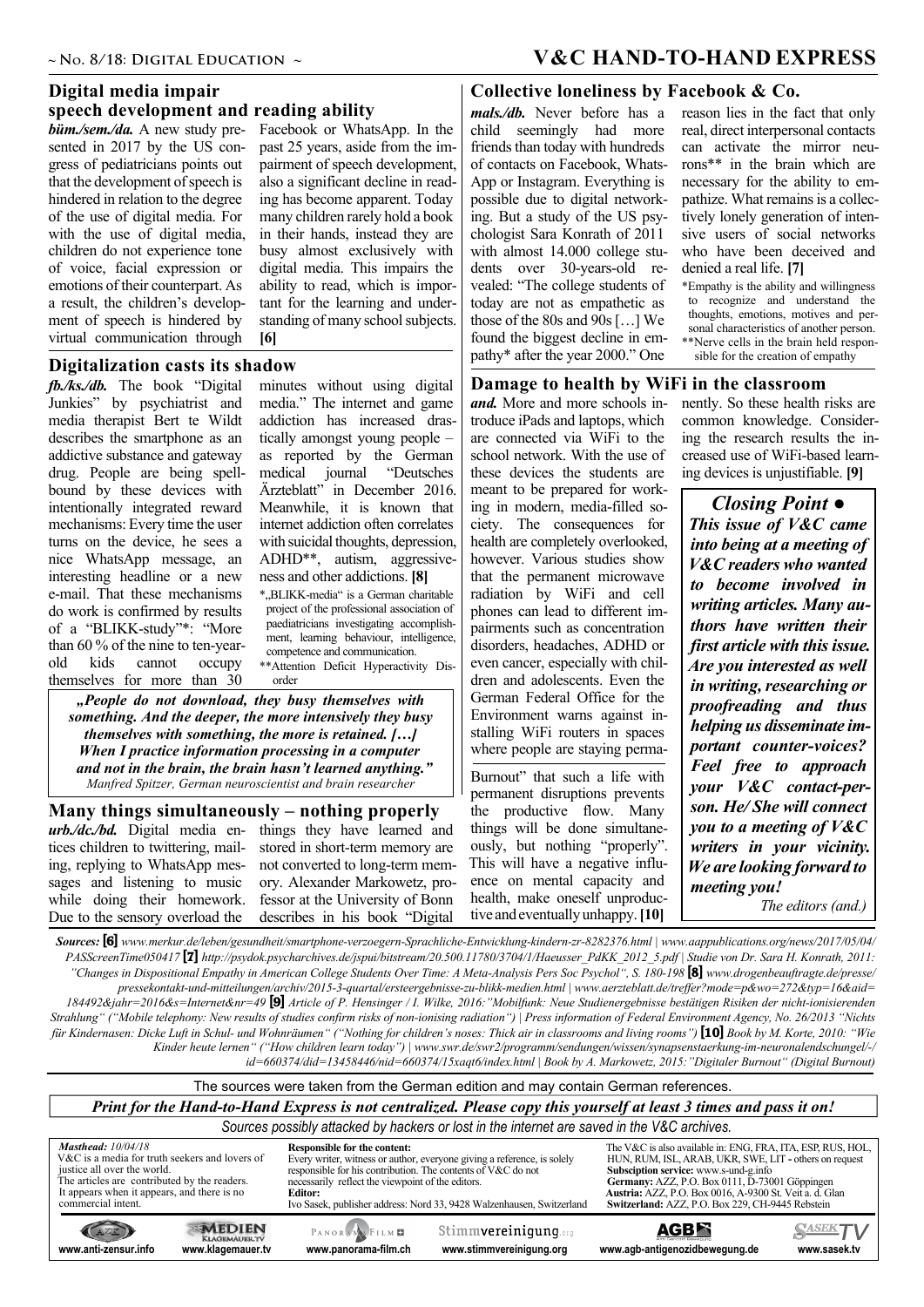## Digital media impair speech development and reading ability

***büm./sem./da.*** A new study presented in 2017 by the US congress of pediatricians points out that the development of speech is hindered in relation to the degree of the use of digital media. For with the use of digital media, children do not experience tone of voice, facial expression or emotions of their counterpart. As a result, the children's development of speech is hindered by virtual communication through Facebook or WhatsApp. In the past 25 years, aside from the impairment of speech development, also a significant decline in reading has become apparent. Today many children rarely hold a book in their hands, instead they are busy almost exclusively with digital media. This impairs the ability to read, which is important for the learning and understanding of many school subjects. **[6]**

## Digitalization casts its shadow

***fb./ks./db.*** The book "Digital Junkies" by psychiatrist and media therapist Bert te Wildt describes the smartphone as an addictive substance and gateway drug. People are being spellbound by these devices with intentionally integrated reward mechanisms: Every time the user turns on the device, he sees a nice WhatsApp message, an interesting headline or a new e-mail. That these mechanisms do work is confirmed by results of a "BLIKK-study"*: "More than 60 % of the nine to ten-year-old kids cannot occupy themselves for more than 30 minutes without using digital media." The internet and game addiction has increased drastically amongst young people – as reported by the German medical journal "Deutsches Ärzteblatt" in December 2016. Meanwhile, it is known that internet addiction often correlates with suicidal thoughts, depression, ADHD**, autism, aggressiveness and other addictions. **[8]**

*„BLIKK-media" is a German charitable project of the professional association of paediatricians investigating accomplishment, learning behaviour, intelligence, competence and communication.

**Attention Deficit Hyperactivity Disorder

> ***„People do not download, they busy themselves with something. And the deeper, the more intensively they busy themselves with something, the more is retained. […] When I practice information processing in a computer and not in the brain, the brain hasn't learned anything."***
> *Manfred Spitzer, German neuroscientist and brain researcher*

## Many things simultaneously – nothing properly

***urb./dc./bd.*** Digital media entices children to twittering, mailing, replying to WhatsApp messages and listening to music while doing their homework. Due to the sensory overload the things they have learned and stored in short-term memory are not converted to long-term memory. Alexander Markowetz, professor at the University of Bonn describes in his book "Digital Burnout" that such a life with permanent disruptions prevents the productive flow. Many things will be done simultaneously, but nothing "properly". This will have a negative influence on mental capacity and health, make oneself unproductive and eventually unhappy. **[10]**

## Collective loneliness by Facebook & Co.

***mals./db.*** Never before has a child seemingly had more friends than today with hundreds of contacts on Facebook, WhatsApp or Instagram. Everything is possible due to digital networking. But a study of the US psychologist Sara Konrath of 2011 with almost 14.000 college students over 30-years-old revealed: "The college students of today are not as empathetic as those of the 80s and 90s […] We found the biggest decline in empathy* after the year 2000." One reason lies in the fact that only real, direct interpersonal contacts can activate the mirror neurons** in the brain which are necessary for the ability to empathize. What remains is a collectively lonely generation of intensive users of social networks who have been deceived and denied a real life. **[7]**

*Empathy is the ability and willingness to recognize and understand the thoughts, emotions, motives and personal characteristics of another person.

**Nerve cells in the brain held responsible for the creation of empathy

## Damage to health by WiFi in the classroom

***and.*** More and more schools introduce iPads and laptops, which are connected via WiFi to the school network. With the use of these devices the students are meant to be prepared for working in modern, media-filled society. The consequences for health are completely overlooked, however. Various studies show that the permanent microwave radiation by WiFi and cell phones can lead to different impairments such as concentration disorders, headaches, ADHD or even cancer, especially with children and adolescents. Even the German Federal Office for the Environment warns against installing WiFi routers in spaces where people are staying permanently. So these health risks are common knowledge. Considering the research results the increased use of WiFi-based learning devices is unjustifiable. **[9]**

### *Closing Point ●*

***This issue of V&C came into being at a meeting of V&C readers who wanted to become involved in writing articles. Many authors have written their first article with this issue. Are you interested as well in writing, researching or proofreading and thus helping us disseminate important counter-voices? Feel free to approach your V&C contact-person. He/ She will connect you to a meeting of V&C writers in your vicinity. We are looking forward to meeting you!***

*The editors (and.)*

***Sources:*** **[6]** *www.merkur.de/leben/gesundheit/smartphone-verzoegern-Sprachliche-Entwicklung-kindern-zr-8282376.html | www.aappublications.org/news/2017/05/04/PASScreenTime050417* **[7]** *http://psydok.psycharchives.de/jspui/bitstream/20.500.11780/3704/1/Haeusser_PdKK_2012_5.pdf | Studie von Dr. Sara H. Konrath, 2011: "Changes in Dispositional Empathy in American College Students Over Time: A Meta-Analysis Pers Soc Psychol", S. 180-198* **[8]** *www.drogenbeauftragte.de/presse/pressekontakt-und-mitteilungen/archiv/2015-3-quartal/ersteergebnisse-zu-blikk-medien.html | www.aerzteblatt.de/treffer?mode=p&wo=272&typ=16&aid=184492&jahr=2016&s=Internet&nr=49* **[9]** *Article of P. Hensinger / I. Wilke, 2016:"Mobilfunk: Neue Studienergebnisse bestätigen Risiken der nicht-ionisierenden Strahlung" ("Mobile telephony: New results of studies confirm risks of non-ionising radiation") | Press information of Federal Environment Agency, No. 26/2013 "Nichts für Kindernasen: Dicke Luft in Schul- und Wohnräumen" ("Nothing for children's noses: Thick air in classrooms and living rooms")* **[10]** *Book by M. Korte, 2010: "Wie Kinder heute lernen" ("How children learn today") | www.swr.de/swr2/programm/sendungen/wissen/synapsenstaerkung-im-neuronalendschungel/-/id=660374/did=13458446/nid=660374/15xaqt6/index.html | Book by A. Markowetz, 2015:"Digitaler Burnout" (Digital Burnout)*

The sources were taken from the German edition and may contain German references.

***Print for the Hand-to-Hand Express is not centralized. Please copy this yourself at least 3 times and pass it on!***

*Sources possibly attacked by hackers or lost in the internet are saved in the V&C archives.*

***Masthead:*** *10/04/18*
V&C is a media for truth seekers and lovers of justice all over the world.
The articles are contributed by the readers.
It appears when it appears, and there is no commercial intent.

**Responsible for the content:**
Every writer, witness or author, everyone giving a reference, is solely responsible for his contribution. The contents of V&C do not necessarily reflect the viewpoint of the editors.
**Editor:**
Ivo Sasek, publisher address: Nord 33, 9428 Walzenhausen, Switzerland

The V&C is also available in: ENG, FRA, ITA, ESP, RUS, HOL, HUN, RUM, ISL, ARAB, UKR, SWE, LIT - others on request
**Subsciption service:** www.s-und-g.info
**Germany:** AZZ, P.O. Box 0111, D-73001 Göppingen
**Austria:** AZZ, P.O. Box 0016, A-9300 St. Veit a. d. Glan
**Switzerland:** AZZ, P.O. Box 229, CH-9445 Rebstein

www.anti-zensur.info | www.klagemauer.tv | www.panorama-film.ch | www.stimmvereinigung.org | www.agb-antigenozidbewegung.de | www.sasek.tv